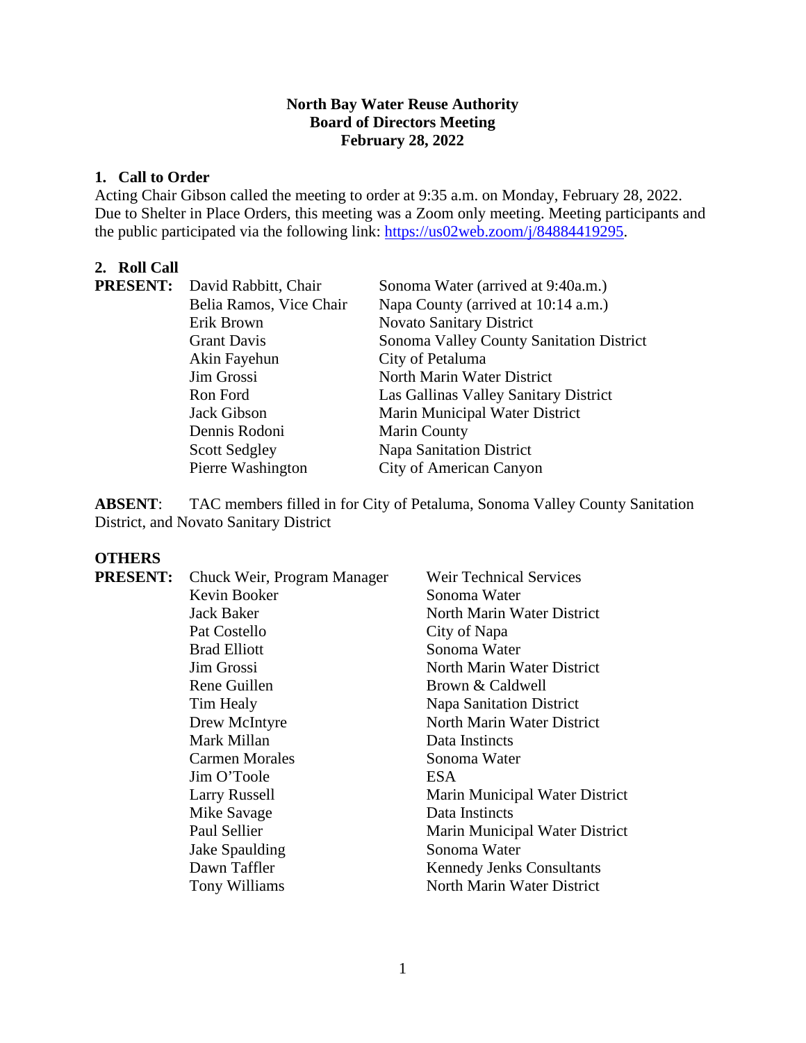**North Bay Water Reuse Authority**
**Board of Directors Meeting**
**February 28, 2022**

## 1. Call to Order

Acting Chair Gibson called the meeting to order at 9:35 a.m. on Monday, February 28, 2022. Due to Shelter in Place Orders, this meeting was a Zoom only meeting. Meeting participants and the public participated via the following link: https://us02web.zoom/j/84884419295.

## 2. Roll Call

| **PRESENT:** | | |
|---|---|---|
| | David Rabbitt, Chair | Sonoma Water (arrived at 9:40a.m.) |
| | Belia Ramos, Vice Chair | Napa County (arrived at 10:14 a.m.) |
| | Erik Brown | Novato Sanitary District |
| | Grant Davis | Sonoma Valley County Sanitation District |
| | Akin Fayehun | City of Petaluma |
| | Jim Grossi | North Marin Water District |
| | Ron Ford | Las Gallinas Valley Sanitary District |
| | Jack Gibson | Marin Municipal Water District |
| | Dennis Rodoni | Marin County |
| | Scott Sedgley | Napa Sanitation District |
| | Pierre Washington | City of American Canyon |

**ABSENT**: TAC members filled in for City of Petaluma, Sonoma Valley County Sanitation District, and Novato Sanitary District

**OTHERS**

| **PRESENT:** | | |
|---|---|---|
| | Chuck Weir, Program Manager | Weir Technical Services |
| | Kevin Booker | Sonoma Water |
| | Jack Baker | North Marin Water District |
| | Pat Costello | City of Napa |
| | Brad Elliott | Sonoma Water |
| | Jim Grossi | North Marin Water District |
| | Rene Guillen | Brown & Caldwell |
| | Tim Healy | Napa Sanitation District |
| | Drew McIntyre | North Marin Water District |
| | Mark Millan | Data Instincts |
| | Carmen Morales | Sonoma Water |
| | Jim O'Toole | ESA |
| | Larry Russell | Marin Municipal Water District |
| | Mike Savage | Data Instincts |
| | Paul Sellier | Marin Municipal Water District |
| | Jake Spaulding | Sonoma Water |
| | Dawn Taffler | Kennedy Jenks Consultants |
| | Tony Williams | North Marin Water District |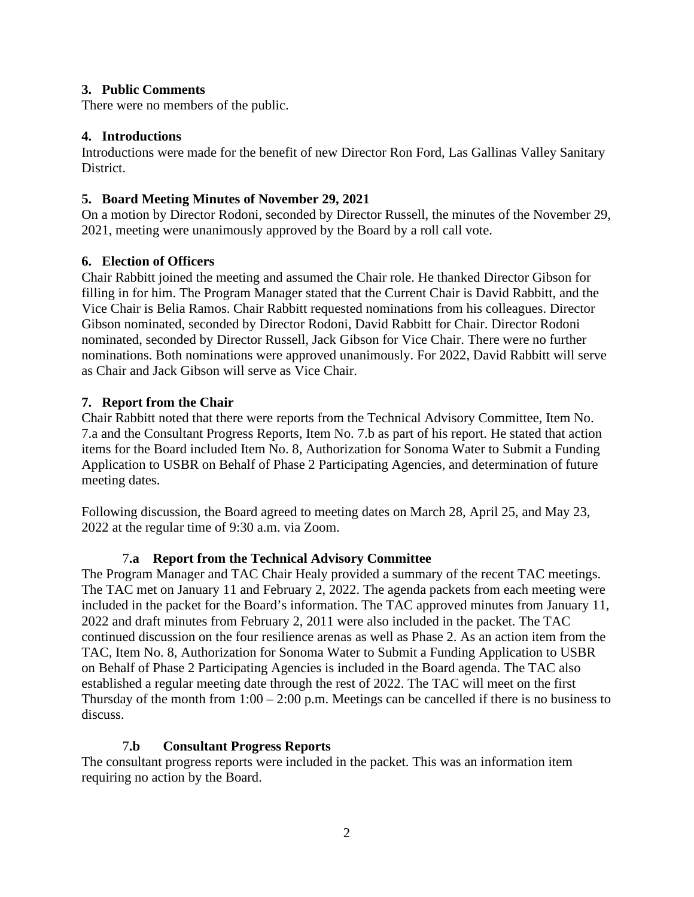### 3. Public Comments

There were no members of the public.

### 4. Introductions

Introductions were made for the benefit of new Director Ron Ford, Las Gallinas Valley Sanitary District.

### 5. Board Meeting Minutes of November 29, 2021

On a motion by Director Rodoni, seconded by Director Russell, the minutes of the November 29, 2021, meeting were unanimously approved by the Board by a roll call vote.

### 6. Election of Officers

Chair Rabbitt joined the meeting and assumed the Chair role. He thanked Director Gibson for filling in for him. The Program Manager stated that the Current Chair is David Rabbitt, and the Vice Chair is Belia Ramos. Chair Rabbitt requested nominations from his colleagues. Director Gibson nominated, seconded by Director Rodoni, David Rabbitt for Chair. Director Rodoni nominated, seconded by Director Russell, Jack Gibson for Vice Chair. There were no further nominations. Both nominations were approved unanimously. For 2022, David Rabbitt will serve as Chair and Jack Gibson will serve as Vice Chair.

### 7. Report from the Chair

Chair Rabbitt noted that there were reports from the Technical Advisory Committee, Item No. 7.a and the Consultant Progress Reports, Item No. 7.b as part of his report. He stated that action items for the Board included Item No. 8, Authorization for Sonoma Water to Submit a Funding Application to USBR on Behalf of Phase 2 Participating Agencies, and determination of future meeting dates.

Following discussion, the Board agreed to meeting dates on March 28, April 25, and May 23, 2022 at the regular time of 9:30 a.m. via Zoom.

#### 7.a Report from the Technical Advisory Committee

The Program Manager and TAC Chair Healy provided a summary of the recent TAC meetings. The TAC met on January 11 and February 2, 2022. The agenda packets from each meeting were included in the packet for the Board's information. The TAC approved minutes from January 11, 2022 and draft minutes from February 2, 2011 were also included in the packet. The TAC continued discussion on the four resilience arenas as well as Phase 2. As an action item from the TAC, Item No. 8, Authorization for Sonoma Water to Submit a Funding Application to USBR on Behalf of Phase 2 Participating Agencies is included in the Board agenda. The TAC also established a regular meeting date through the rest of 2022. The TAC will meet on the first Thursday of the month from 1:00 – 2:00 p.m. Meetings can be cancelled if there is no business to discuss.

#### 7.b Consultant Progress Reports

The consultant progress reports were included in the packet. This was an information item requiring no action by the Board.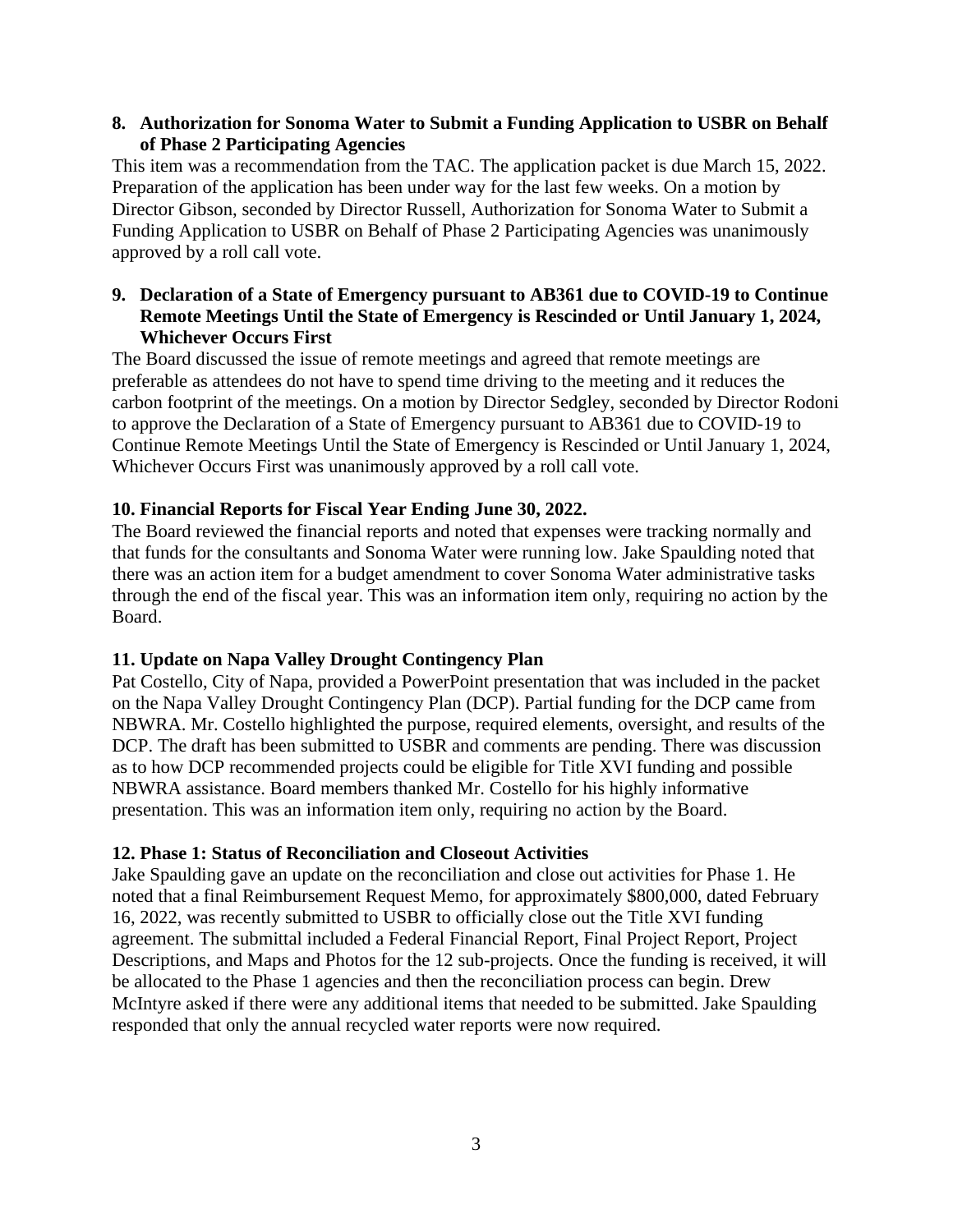**8. Authorization for Sonoma Water to Submit a Funding Application to USBR on Behalf of Phase 2 Participating Agencies**

This item was a recommendation from the TAC. The application packet is due March 15, 2022. Preparation of the application has been under way for the last few weeks. On a motion by Director Gibson, seconded by Director Russell, Authorization for Sonoma Water to Submit a Funding Application to USBR on Behalf of Phase 2 Participating Agencies was unanimously approved by a roll call vote.

**9. Declaration of a State of Emergency pursuant to AB361 due to COVID-19 to Continue Remote Meetings Until the State of Emergency is Rescinded or Until January 1, 2024, Whichever Occurs First**

The Board discussed the issue of remote meetings and agreed that remote meetings are preferable as attendees do not have to spend time driving to the meeting and it reduces the carbon footprint of the meetings. On a motion by Director Sedgley, seconded by Director Rodoni to approve the Declaration of a State of Emergency pursuant to AB361 due to COVID-19 to Continue Remote Meetings Until the State of Emergency is Rescinded or Until January 1, 2024, Whichever Occurs First was unanimously approved by a roll call vote.

**10. Financial Reports for Fiscal Year Ending June 30, 2022.**

The Board reviewed the financial reports and noted that expenses were tracking normally and that funds for the consultants and Sonoma Water were running low. Jake Spaulding noted that there was an action item for a budget amendment to cover Sonoma Water administrative tasks through the end of the fiscal year. This was an information item only, requiring no action by the Board.

**11. Update on Napa Valley Drought Contingency Plan**

Pat Costello, City of Napa, provided a PowerPoint presentation that was included in the packet on the Napa Valley Drought Contingency Plan (DCP). Partial funding for the DCP came from NBWRA. Mr. Costello highlighted the purpose, required elements, oversight, and results of the DCP. The draft has been submitted to USBR and comments are pending. There was discussion as to how DCP recommended projects could be eligible for Title XVI funding and possible NBWRA assistance. Board members thanked Mr. Costello for his highly informative presentation. This was an information item only, requiring no action by the Board.

**12. Phase 1: Status of Reconciliation and Closeout Activities**

Jake Spaulding gave an update on the reconciliation and close out activities for Phase 1. He noted that a final Reimbursement Request Memo, for approximately $800,000, dated February 16, 2022, was recently submitted to USBR to officially close out the Title XVI funding agreement. The submittal included a Federal Financial Report, Final Project Report, Project Descriptions, and Maps and Photos for the 12 sub-projects. Once the funding is received, it will be allocated to the Phase 1 agencies and then the reconciliation process can begin. Drew McIntyre asked if there were any additional items that needed to be submitted. Jake Spaulding responded that only the annual recycled water reports were now required.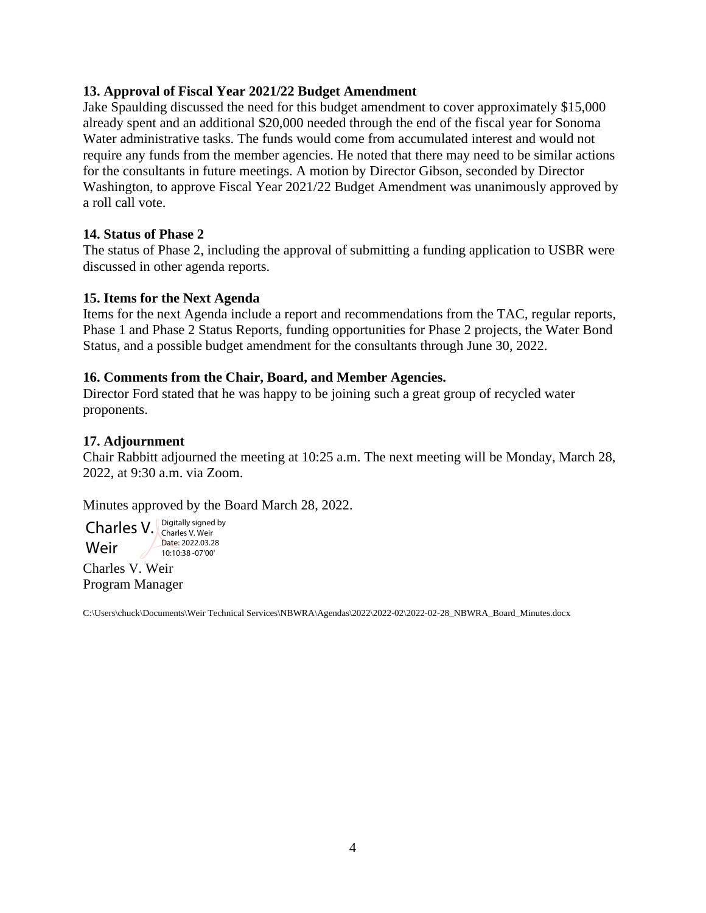**13. Approval of Fiscal Year 2021/22 Budget Amendment**

Jake Spaulding discussed the need for this budget amendment to cover approximately $15,000 already spent and an additional $20,000 needed through the end of the fiscal year for Sonoma Water administrative tasks. The funds would come from accumulated interest and would not require any funds from the member agencies. He noted that there may need to be similar actions for the consultants in future meetings. A motion by Director Gibson, seconded by Director Washington, to approve Fiscal Year 2021/22 Budget Amendment was unanimously approved by a roll call vote.

**14. Status of Phase 2**

The status of Phase 2, including the approval of submitting a funding application to USBR were discussed in other agenda reports.

**15. Items for the Next Agenda**

Items for the next Agenda include a report and recommendations from the TAC, regular reports, Phase 1 and Phase 2 Status Reports, funding opportunities for Phase 2 projects, the Water Bond Status, and a possible budget amendment for the consultants through June 30, 2022.

**16. Comments from the Chair, Board, and Member Agencies.**

Director Ford stated that he was happy to be joining such a great group of recycled water proponents.

**17. Adjournment**

Chair Rabbitt adjourned the meeting at 10:25 a.m. The next meeting will be Monday, March 28, 2022, at 9:30 a.m. via Zoom.

Minutes approved by the Board March 28, 2022.

Charles V. Weir
Digitally signed by Charles V. Weir
Date: 2022.03.28 10:10:38 -07'00'

Charles V. Weir
Program Manager

C:\Users\chuck\Documents\Weir Technical Services\NBWRA\Agendas\2022\2022-02\2022-02-28_NBWRA_Board_Minutes.docx